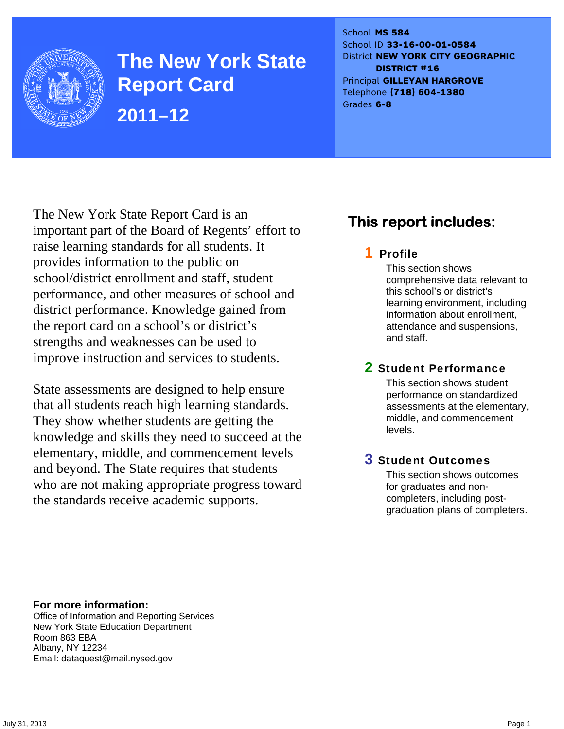# The New York State Report Card

## 2011–12

School **MS 584**
School ID **33-16-00-01-0584**
District **NEW YORK CITY GEOGRAPHIC DISTRICT #16**
Principal **GILLEYAN HARGROVE**
Telephone **(718) 604-1380**
Grades **6-8**

The New York State Report Card is an important part of the Board of Regents' effort to raise learning standards for all students. It provides information to the public on school/district enrollment and staff, student performance, and other measures of school and district performance. Knowledge gained from the report card on a school's or district's strengths and weaknesses can be used to improve instruction and services to students.

State assessments are designed to help ensure that all students reach high learning standards. They show whether students are getting the knowledge and skills they need to succeed at the elementary, middle, and commencement levels and beyond. The State requires that students who are not making appropriate progress toward the standards receive academic supports.

## This report includes:

**1 Profile**

This section shows comprehensive data relevant to this school's or district's learning environment, including information about enrollment, attendance and suspensions, and staff.

**2 Student Performance**

This section shows student performance on standardized assessments at the elementary, middle, and commencement levels.

**3 Student Outcomes**

This section shows outcomes for graduates and non-completers, including post-graduation plans of completers.

**For more information:**
Office of Information and Reporting Services
New York State Education Department
Room 863 EBA
Albany, NY 12234
Email: dataquest@mail.nysed.gov

July 31, 2013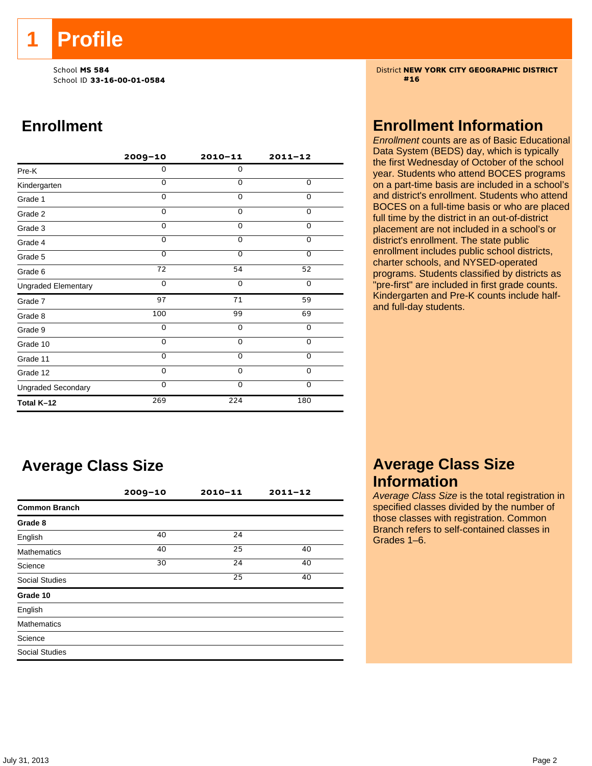# 1 Profile

School **MS 584**
School ID **33-16-00-01-0584**

District **NEW YORK CITY GEOGRAPHIC DISTRICT #16**

## Enrollment

| | 2009–10 | 2010–11 | 2011–12 |
|---|---|---|---|
| Pre-K | 0 | 0 | |
| Kindergarten | 0 | 0 | 0 |
| Grade 1 | 0 | 0 | 0 |
| Grade 2 | 0 | 0 | 0 |
| Grade 3 | 0 | 0 | 0 |
| Grade 4 | 0 | 0 | 0 |
| Grade 5 | 0 | 0 | 0 |
| Grade 6 | 72 | 54 | 52 |
| Ungraded Elementary | 0 | 0 | 0 |
| Grade 7 | 97 | 71 | 59 |
| Grade 8 | 100 | 99 | 69 |
| Grade 9 | 0 | 0 | 0 |
| Grade 10 | 0 | 0 | 0 |
| Grade 11 | 0 | 0 | 0 |
| Grade 12 | 0 | 0 | 0 |
| Ungraded Secondary | 0 | 0 | 0 |
| **Total K–12** | 269 | 224 | 180 |

## Enrollment Information

*Enrollment* counts are as of Basic Educational Data System (BEDS) day, which is typically the first Wednesday of October of the school year. Students who attend BOCES programs on a part-time basis are included in a school's and district's enrollment. Students who attend BOCES on a full-time basis or who are placed full time by the district in an out-of-district placement are not included in a school's or district's enrollment. The state public enrollment includes public school districts, charter schools, and NYSED-operated programs. Students classified by districts as "pre-first" are included in first grade counts. Kindergarten and Pre-K counts include half- and full-day students.

## Average Class Size

| | 2009–10 | 2010–11 | 2011–12 |
|---|---|---|---|
| **Common Branch** | | | |
| **Grade 8** | | | |
| English | 40 | 24 | |
| Mathematics | 40 | 25 | 40 |
| Science | 30 | 24 | 40 |
| Social Studies | | 25 | 40 |
| **Grade 10** | | | |
| English | | | |
| Mathematics | | | |
| Science | | | |
| Social Studies | | | |

## Average Class Size Information

*Average Class Size* is the total registration in specified classes divided by the number of those classes with registration. Common Branch refers to self-contained classes in Grades 1–6.

July 31, 2013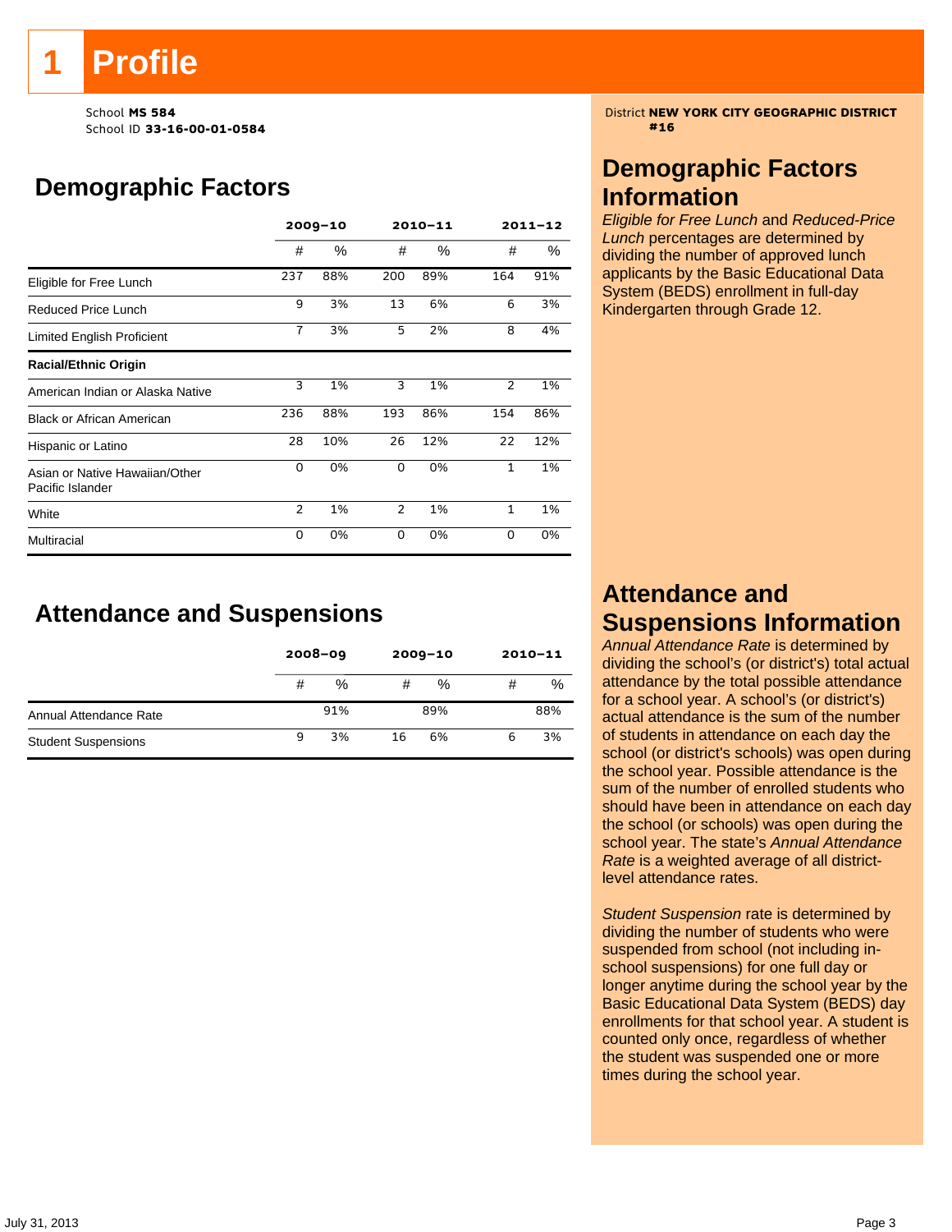# 1 Profile

School **MS 584**
School ID **33-16-00-01-0584**

District **NEW YORK CITY GEOGRAPHIC DISTRICT #16**

## Demographic Factors

| | 2009–10 | | 2010–11 | | 2011–12 | |
|---|---|---|---|---|---|---|
| | # | % | # | % | # | % |
| Eligible for Free Lunch | 237 | 88% | 200 | 89% | 164 | 91% |
| Reduced Price Lunch | 9 | 3% | 13 | 6% | 6 | 3% |
| Limited English Proficient | 7 | 3% | 5 | 2% | 8 | 4% |
| **Racial/Ethnic Origin** | | | | | | |
| American Indian or Alaska Native | 3 | 1% | 3 | 1% | 2 | 1% |
| Black or African American | 236 | 88% | 193 | 86% | 154 | 86% |
| Hispanic or Latino | 28 | 10% | 26 | 12% | 22 | 12% |
| Asian or Native Hawaiian/Other Pacific Islander | 0 | 0% | 0 | 0% | 1 | 1% |
| White | 2 | 1% | 2 | 1% | 1 | 1% |
| Multiracial | 0 | 0% | 0 | 0% | 0 | 0% |

## Demographic Factors Information

*Eligible for Free Lunch* and *Reduced-Price Lunch* percentages are determined by dividing the number of approved lunch applicants by the Basic Educational Data System (BEDS) enrollment in full-day Kindergarten through Grade 12.

## Attendance and Suspensions

| | 2008–09 | | 2009–10 | | 2010–11 | |
|---|---|---|---|---|---|---|
| | # | % | # | % | # | % |
| Annual Attendance Rate | | 91% | | 89% | | 88% |
| Student Suspensions | 9 | 3% | 16 | 6% | 6 | 3% |

## Attendance and Suspensions Information

*Annual Attendance Rate* is determined by dividing the school's (or district's) total actual attendance by the total possible attendance for a school year. A school's (or district's) actual attendance is the sum of the number of students in attendance on each day the school (or district's schools) was open during the school year. Possible attendance is the sum of the number of enrolled students who should have been in attendance on each day the school (or schools) was open during the school year. The state's *Annual Attendance Rate* is a weighted average of all district-level attendance rates.

*Student Suspension* rate is determined by dividing the number of students who were suspended from school (not including in-school suspensions) for one full day or longer anytime during the school year by the Basic Educational Data System (BEDS) day enrollments for that school year. A student is counted only once, regardless of whether the student was suspended one or more times during the school year.

July 31, 2013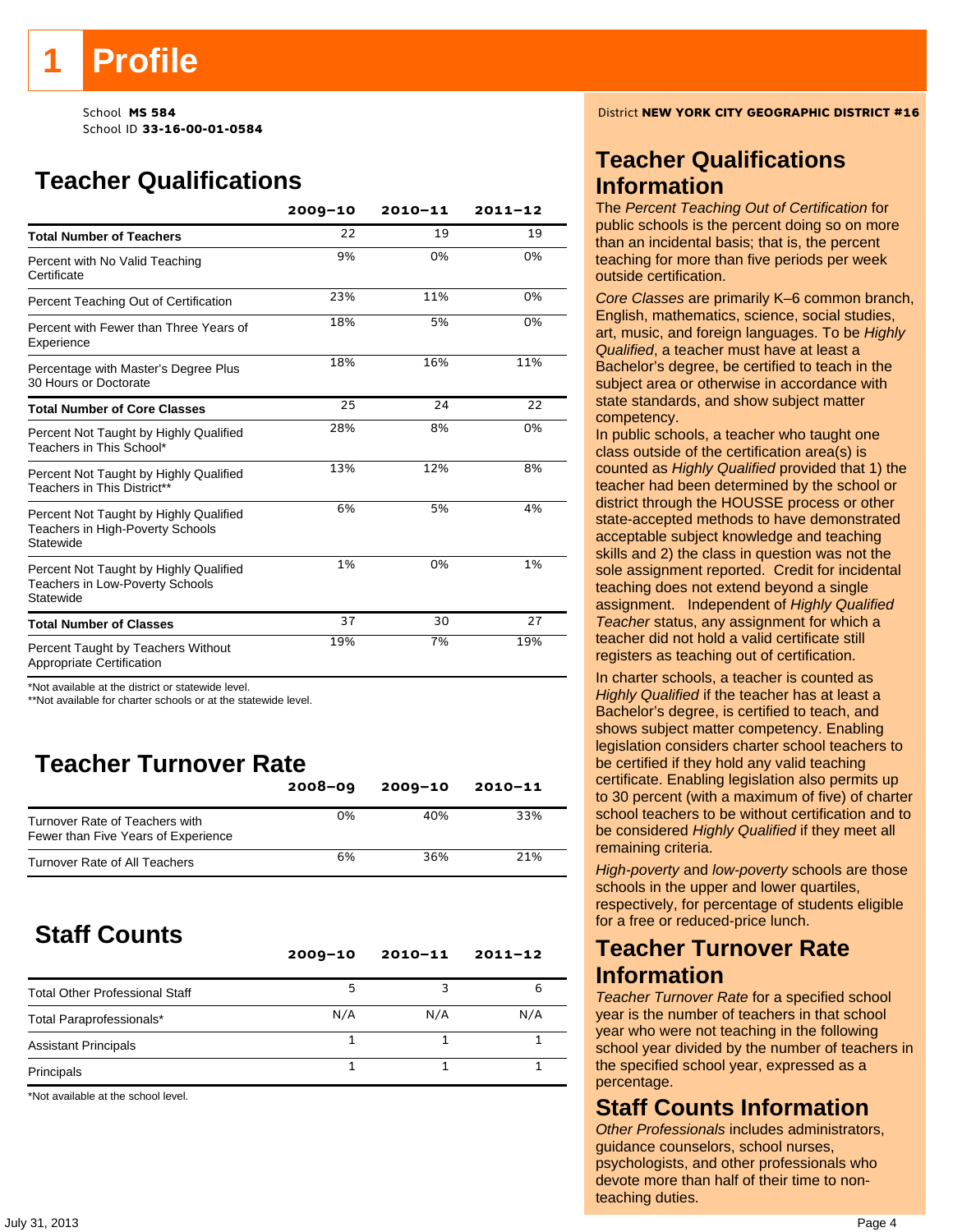# 1 Profile

School **MS 584**
School ID **33-16-00-01-0584**

District **NEW YORK CITY GEOGRAPHIC DISTRICT #16**

## Teacher Qualifications

| | 2009–10 | 2010–11 | 2011–12 |
|---|---|---|---|
| **Total Number of Teachers** | 22 | 19 | 19 |
| Percent with No Valid Teaching Certificate | 9% | 0% | 0% |
| Percent Teaching Out of Certification | 23% | 11% | 0% |
| Percent with Fewer than Three Years of Experience | 18% | 5% | 0% |
| Percentage with Master's Degree Plus 30 Hours or Doctorate | 18% | 16% | 11% |
| **Total Number of Core Classes** | 25 | 24 | 22 |
| Percent Not Taught by Highly Qualified Teachers in This School* | 28% | 8% | 0% |
| Percent Not Taught by Highly Qualified Teachers in This District** | 13% | 12% | 8% |
| Percent Not Taught by Highly Qualified Teachers in High-Poverty Schools Statewide | 6% | 5% | 4% |
| Percent Not Taught by Highly Qualified Teachers in Low-Poverty Schools Statewide | 1% | 0% | 1% |
| **Total Number of Classes** | 37 | 30 | 27 |
| Percent Taught by Teachers Without Appropriate Certification | 19% | 7% | 19% |

*Not available at the district or statewide level.
**Not available for charter schools or at the statewide level.

## Teacher Turnover Rate

| | 2008–09 | 2009–10 | 2010–11 |
|---|---|---|---|
| Turnover Rate of Teachers with Fewer than Five Years of Experience | 0% | 40% | 33% |
| Turnover Rate of All Teachers | 6% | 36% | 21% |

## Staff Counts

| | 2009–10 | 2010–11 | 2011–12 |
|---|---|---|---|
| Total Other Professional Staff | 5 | 3 | 6 |
| Total Paraprofessionals* | N/A | N/A | N/A |
| Assistant Principals | 1 | 1 | 1 |
| Principals | 1 | 1 | 1 |

*Not available at the school level.

## Teacher Qualifications Information

The *Percent Teaching Out of Certification* for public schools is the percent doing so on more than an incidental basis; that is, the percent teaching for more than five periods per week outside certification.

*Core Classes* are primarily K–6 common branch, English, mathematics, science, social studies, art, music, and foreign languages. To be *Highly Qualified*, a teacher must have at least a Bachelor's degree, be certified to teach in the subject area or otherwise in accordance with state standards, and show subject matter competency.

In public schools, a teacher who taught one class outside of the certification area(s) is counted as *Highly Qualified* provided that 1) the teacher had been determined by the school or district through the HOUSSE process or other state-accepted methods to have demonstrated acceptable subject knowledge and teaching skills and 2) the class in question was not the sole assignment reported. Credit for incidental teaching does not extend beyond a single assignment. Independent of *Highly Qualified Teacher* status, any assignment for which a teacher did not hold a valid certificate still registers as teaching out of certification.

In charter schools, a teacher is counted as *Highly Qualified* if the teacher has at least a Bachelor's degree, is certified to teach, and shows subject matter competency. Enabling legislation considers charter school teachers to be certified if they hold any valid teaching certificate. Enabling legislation also permits up to 30 percent (with a maximum of five) of charter school teachers to be without certification and to be considered *Highly Qualified* if they meet all remaining criteria.

*High-poverty* and *low-poverty* schools are those schools in the upper and lower quartiles, respectively, for percentage of students eligible for a free or reduced-price lunch.

## Teacher Turnover Rate Information

*Teacher Turnover Rate* for a specified school year is the number of teachers in that school year who were not teaching in the following school year divided by the number of teachers in the specified school year, expressed as a percentage.

## Staff Counts Information

*Other Professionals* includes administrators, guidance counselors, school nurses, psychologists, and other professionals who devote more than half of their time to non-teaching duties.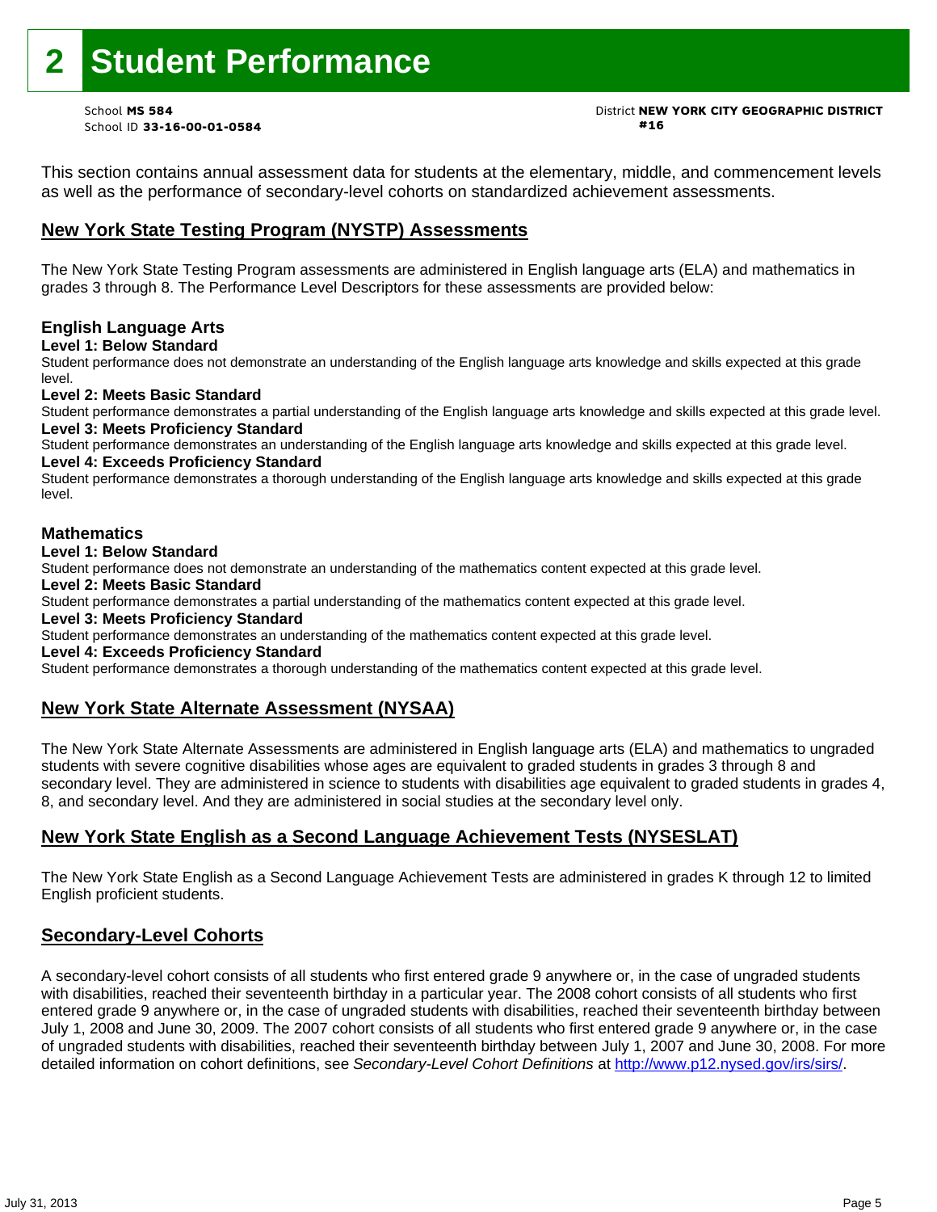# 2 Student Performance

School **MS 584**
School ID **33-16-00-01-0584**

District **NEW YORK CITY GEOGRAPHIC DISTRICT #16**

This section contains annual assessment data for students at the elementary, middle, and commencement levels as well as the performance of secondary-level cohorts on standardized achievement assessments.

## New York State Testing Program (NYSTP) Assessments

The New York State Testing Program assessments are administered in English language arts (ELA) and mathematics in grades 3 through 8. The Performance Level Descriptors for these assessments are provided below:

### English Language Arts

**Level 1: Below Standard**
Student performance does not demonstrate an understanding of the English language arts knowledge and skills expected at this grade level.

**Level 2: Meets Basic Standard**
Student performance demonstrates a partial understanding of the English language arts knowledge and skills expected at this grade level.

**Level 3: Meets Proficiency Standard**
Student performance demonstrates an understanding of the English language arts knowledge and skills expected at this grade level.

**Level 4: Exceeds Proficiency Standard**
Student performance demonstrates a thorough understanding of the English language arts knowledge and skills expected at this grade level.

### Mathematics

**Level 1: Below Standard**
Student performance does not demonstrate an understanding of the mathematics content expected at this grade level.

**Level 2: Meets Basic Standard**
Student performance demonstrates a partial understanding of the mathematics content expected at this grade level.

**Level 3: Meets Proficiency Standard**
Student performance demonstrates an understanding of the mathematics content expected at this grade level.

**Level 4: Exceeds Proficiency Standard**
Student performance demonstrates a thorough understanding of the mathematics content expected at this grade level.

## New York State Alternate Assessment (NYSAA)

The New York State Alternate Assessments are administered in English language arts (ELA) and mathematics to ungraded students with severe cognitive disabilities whose ages are equivalent to graded students in grades 3 through 8 and secondary level. They are administered in science to students with disabilities age equivalent to graded students in grades 4, 8, and secondary level. And they are administered in social studies at the secondary level only.

## New York State English as a Second Language Achievement Tests (NYSESLAT)

The New York State English as a Second Language Achievement Tests are administered in grades K through 12 to limited English proficient students.

## Secondary-Level Cohorts

A secondary-level cohort consists of all students who first entered grade 9 anywhere or, in the case of ungraded students with disabilities, reached their seventeenth birthday in a particular year. The 2008 cohort consists of all students who first entered grade 9 anywhere or, in the case of ungraded students with disabilities, reached their seventeenth birthday between July 1, 2008 and June 30, 2009. The 2007 cohort consists of all students who first entered grade 9 anywhere or, in the case of ungraded students with disabilities, reached their seventeenth birthday between July 1, 2007 and June 30, 2008. For more detailed information on cohort definitions, see *Secondary-Level Cohort Definitions* at http://www.p12.nysed.gov/irs/sirs/.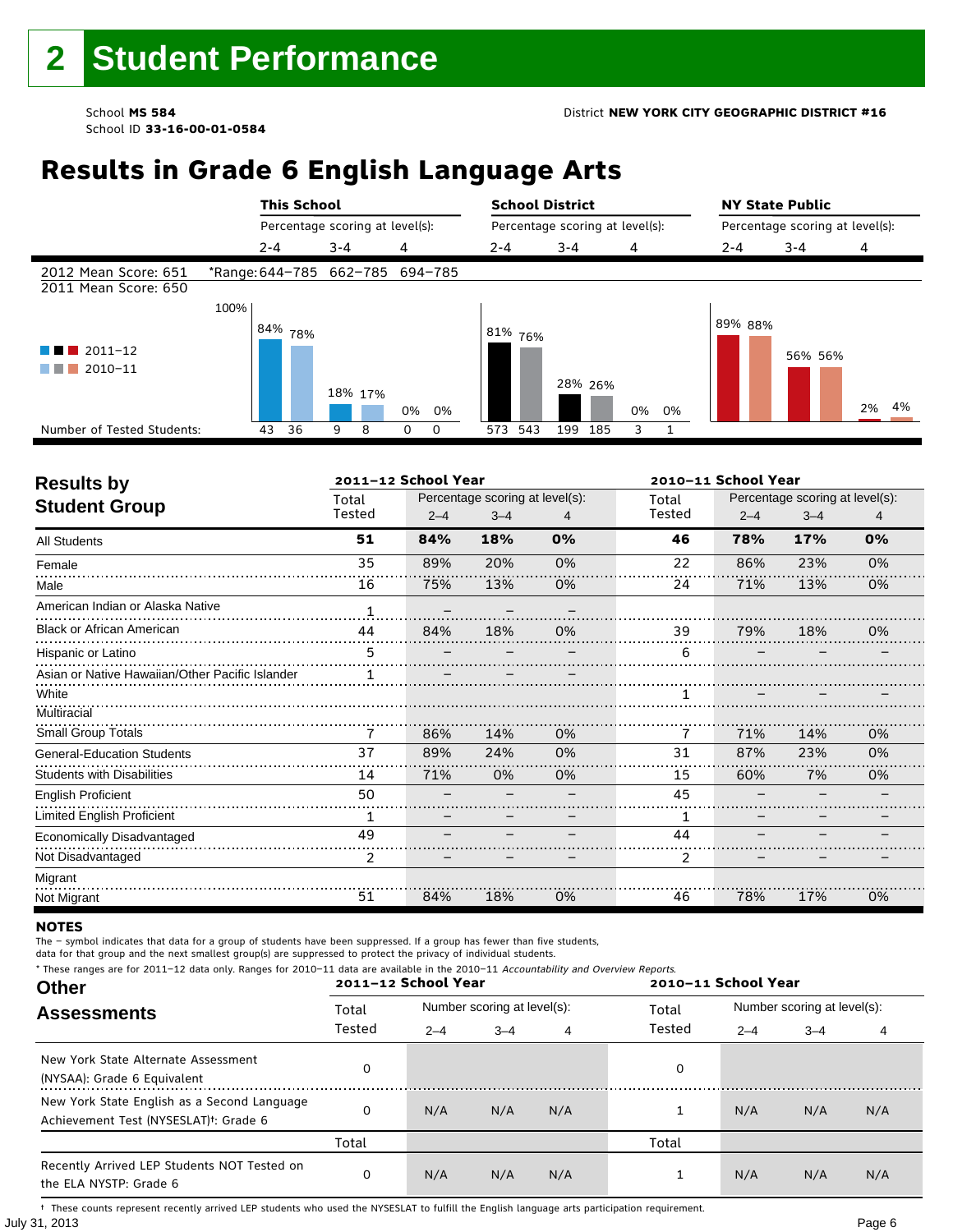# 2 Student Performance

School **MS 584**
School ID **33-16-00-01-0584**

District **NEW YORK CITY GEOGRAPHIC DISTRICT #16**

## Results in Grade 6 English Language Arts

| | This School | | | School District | | | NY State Public | | |
|---|---|---|---|---|---|---|---|---|---|
| | Percentage scoring at level(s): | | | Percentage scoring at level(s): | | | Percentage scoring at level(s): | | |
| | 2-4 | 3-4 | 4 | 2-4 | 3-4 | 4 | 2-4 | 3-4 | 4 |
| 2012 Mean Score: 651 | *Range: 644–785 | 662–785 | 694–785 | | | | | | |
| 2011 Mean Score: 650 | | | | | | | | | |
| 2011–12 | 84% | 18% | 0% | 81% | 28% | 0% | 89% | 56% | 2% |
| 2010–11 | 78% | 17% | 0% | 76% | 26% | 0% | 88% | 56% | 4% |
| Number of Tested Students: 2011–12 | 43 | 9 | 0 | 573 | 199 | 3 | | | |
| Number of Tested Students: 2010–11 | 36 | 8 | 0 | 543 | 185 | 1 | | | |

## Results by Student Group

| | 2011–12 School Year | | | | 2010–11 School Year | | | |
|---|---|---|---|---|---|---|---|---|
| | Total Tested | Percentage scoring at level(s): 2–4 | 3–4 | 4 | Total Tested | Percentage scoring at level(s): 2–4 | 3–4 | 4 |
| **All Students** | **51** | **84%** | **18%** | **0%** | **46** | **78%** | **17%** | **0%** |
| Female | 35 | 89% | 20% | 0% | 22 | 86% | 23% | 0% |
| Male | 16 | 75% | 13% | 0% | 24 | 71% | 13% | 0% |
| American Indian or Alaska Native | 1 | – | – | – | | | | |
| Black or African American | 44 | 84% | 18% | 0% | 39 | 79% | 18% | 0% |
| Hispanic or Latino | 5 | – | – | – | 6 | – | – | – |
| Asian or Native Hawaiian/Other Pacific Islander | 1 | – | – | – | | | | |
| White | | | | | 1 | – | – | – |
| Multiracial | | | | | | | | |
| Small Group Totals | 7 | 86% | 14% | 0% | 7 | 71% | 14% | 0% |
| General-Education Students | 37 | 89% | 24% | 0% | 31 | 87% | 23% | 0% |
| Students with Disabilities | 14 | 71% | 0% | 0% | 15 | 60% | 7% | 0% |
| English Proficient | 50 | – | – | – | 45 | – | – | – |
| Limited English Proficient | 1 | – | – | – | 1 | – | – | – |
| Economically Disadvantaged | 49 | – | – | – | 44 | – | – | – |
| Not Disadvantaged | 2 | – | – | – | 2 | – | – | – |
| Migrant | | | | | | | | |
| Not Migrant | 51 | 84% | 18% | 0% | 46 | 78% | 17% | 0% |

**NOTES**

The – symbol indicates that data for a group of students have been suppressed. If a group has fewer than five students, data for that group and the next smallest group(s) are suppressed to protect the privacy of individual students.

\* These ranges are for 2011–12 data only. Ranges for 2010–11 data are available in the 2010–11 *Accountability and Overview Reports.*

## Other Assessments

| | 2011–12 School Year | | | | 2010–11 School Year | | | |
|---|---|---|---|---|---|---|---|---|
| | Total Tested | Number scoring at level(s): 2–4 | 3–4 | 4 | Total Tested | Number scoring at level(s): 2–4 | 3–4 | 4 |
| New York State Alternate Assessment (NYSAA): Grade 6 Equivalent | 0 | | | | 0 | | | |
| New York State English as a Second Language Achievement Test (NYSESLAT)†: Grade 6 | 0 | N/A | N/A | N/A | 1 | N/A | N/A | N/A |
| | Total | | | | Total | | | |
| Recently Arrived LEP Students NOT Tested on the ELA NYSTP: Grade 6 | 0 | N/A | N/A | N/A | 1 | N/A | N/A | N/A |

† These counts represent recently arrived LEP students who used the NYSESLAT to fulfill the English language arts participation requirement.

July 31, 2013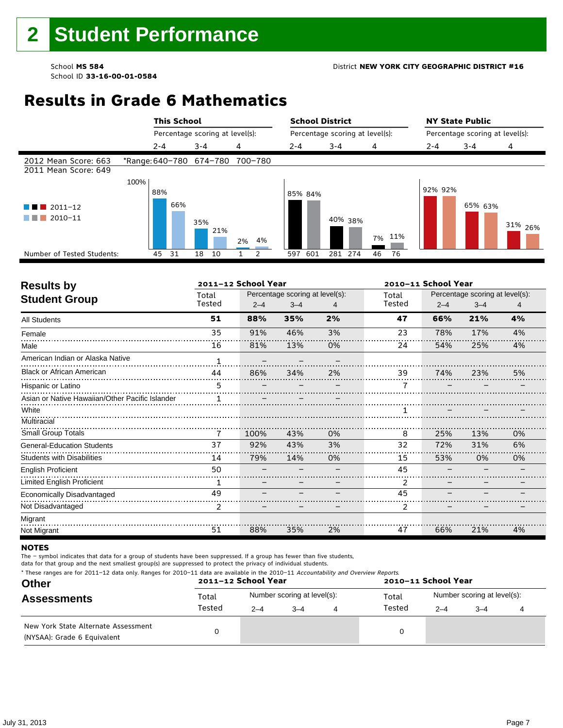# 2 Student Performance

School **MS 584**
School ID **33-16-00-01-0584**

District **NEW YORK CITY GEOGRAPHIC DISTRICT #16**

## Results in Grade 6 Mathematics

| | This School | | | School District | | | NY State Public | | |
|---|---|---|---|---|---|---|---|---|---|
| | Percentage scoring at level(s): | | | Percentage scoring at level(s): | | | Percentage scoring at level(s): | | |
| | 2-4 | 3-4 | 4 | 2-4 | 3-4 | 4 | 2-4 | 3-4 | 4 |
| 2012 Mean Score: 663 | *Range: 640–780 | 674–780 | 700–780 | | | | | | |
| 2011 Mean Score: 649 | | | | | | | | | |
| 2011–12 | 88% | 35% | 2% | 85% | 40% | 7% | 92% | 65% | 31% |
| 2010–11 | 66% | 21% | 4% | 84% | 38% | 11% | 92% | 63% | 26% |
| Number of Tested Students: 2011–12 | 45 | 18 | 1 | 597 | 281 | 46 | | | |
| Number of Tested Students: 2010–11 | 31 | 10 | 2 | 601 | 274 | 76 | | | |

## Results by Student Group

| | 2011–12 School Year | | | | 2010–11 School Year | | | |
|---|---|---|---|---|---|---|---|---|
| | Total Tested | Percentage scoring at level(s): 2–4 | 3–4 | 4 | Total Tested | Percentage scoring at level(s): 2–4 | 3–4 | 4 |
| **All Students** | **51** | **88%** | **35%** | **2%** | **47** | **66%** | **21%** | **4%** |
| Female | 35 | 91% | 46% | 3% | 23 | 78% | 17% | 4% |
| Male | 16 | 81% | 13% | 0% | 24 | 54% | 25% | 4% |
| American Indian or Alaska Native | 1 | – | – | – | | | | |
| Black or African American | 44 | 86% | 34% | 2% | 39 | 74% | 23% | 5% |
| Hispanic or Latino | 5 | – | – | – | 7 | – | – | – |
| Asian or Native Hawaiian/Other Pacific Islander | 1 | – | – | – | | | | |
| White | | | | | 1 | – | – | – |
| Multiracial | | | | | | | | |
| Small Group Totals | 7 | 100% | 43% | 0% | 8 | 25% | 13% | 0% |
| General-Education Students | 37 | 92% | 43% | 3% | 32 | 72% | 31% | 6% |
| Students with Disabilities | 14 | 79% | 14% | 0% | 15 | 53% | 0% | 0% |
| English Proficient | 50 | – | – | – | 45 | – | – | – |
| Limited English Proficient | 1 | – | – | – | 2 | – | – | – |
| Economically Disadvantaged | 49 | – | – | – | 45 | – | – | – |
| Not Disadvantaged | 2 | – | – | – | 2 | – | – | – |
| Migrant | | | | | | | | |
| Not Migrant | 51 | 88% | 35% | 2% | 47 | 66% | 21% | 4% |

**NOTES**

The – symbol indicates that data for a group of students have been suppressed. If a group has fewer than five students, data for that group and the next smallest group(s) are suppressed to protect the privacy of individual students.

\* These ranges are for 2011–12 data only. Ranges for 2010–11 data are available in the 2010–11 *Accountability and Overview Reports.*

## Other Assessments

| | 2011–12 School Year | | | | 2010–11 School Year | | | |
|---|---|---|---|---|---|---|---|---|
| | Total Tested | Number scoring at level(s): 2–4 | 3–4 | 4 | Total Tested | Number scoring at level(s): 2–4 | 3–4 | 4 |
| New York State Alternate Assessment (NYSAA): Grade 6 Equivalent | 0 | | | | 0 | | | |

July 31, 2013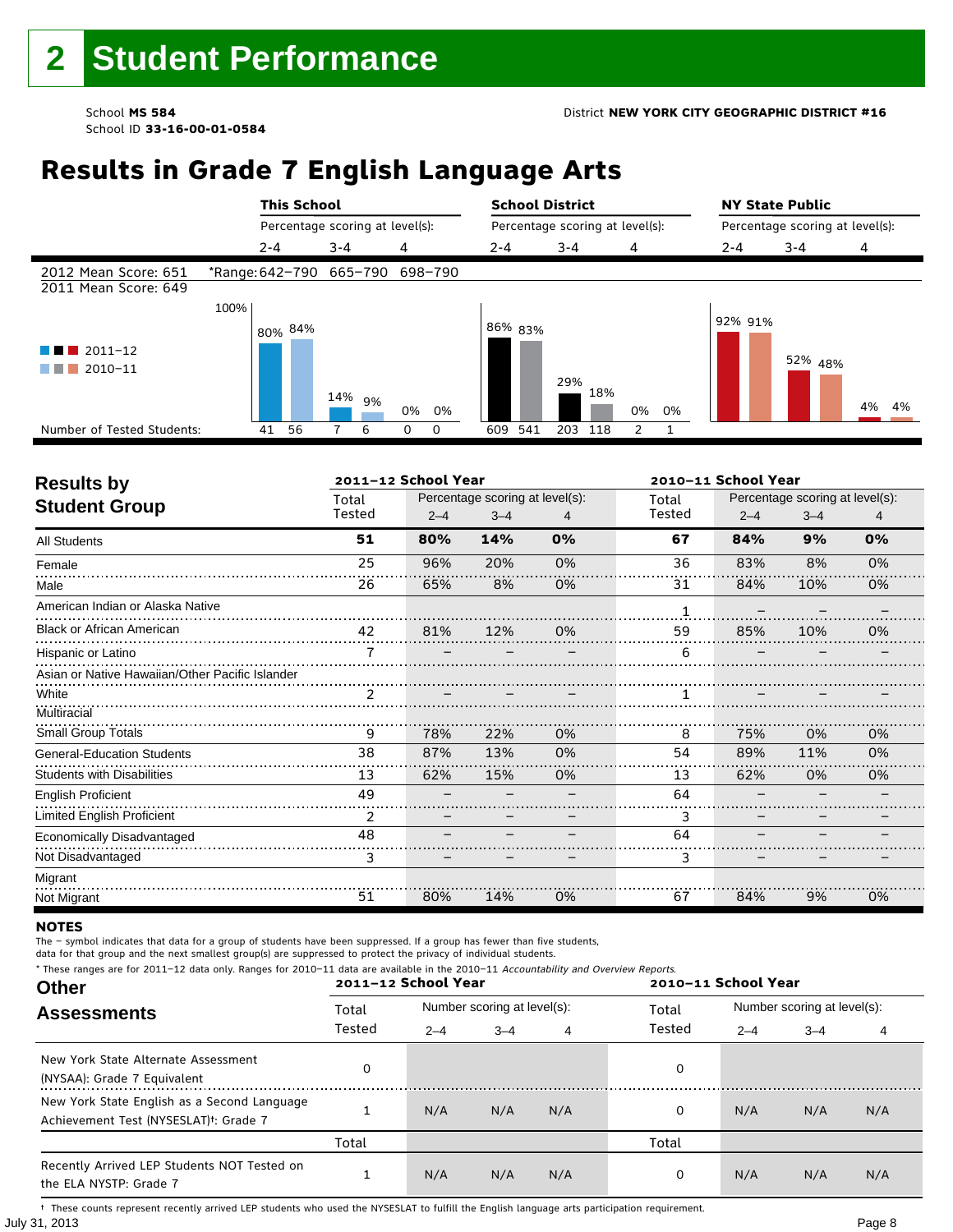# 2 Student Performance

School **MS 584**
School ID **33-16-00-01-0584**

District **NEW YORK CITY GEOGRAPHIC DISTRICT #16**

## Results in Grade 7 English Language Arts

| | This School | | | School District | | | NY State Public | | |
|---|---|---|---|---|---|---|---|---|---|
| | Percentage scoring at level(s): | | | Percentage scoring at level(s): | | | Percentage scoring at level(s): | | |
| | 2-4 | 3-4 | 4 | 2-4 | 3-4 | 4 | 2-4 | 3-4 | 4 |
| 2012 Mean Score: 651 | *Range: 642–790 | 665–790 | 698–790 | | | | | | |
| 2011 Mean Score: 649 | | | | | | | | | |
| 2011–12 | 80% | 14% | 0% | 86% | 29% | 0% | 92% | 52% | 4% |
| 2010–11 | 84% | 9% | 0% | 83% | 18% | 0% | 91% | 48% | 4% |
| Number of Tested Students: | 41 56 | 7 6 | 0 0 | 609 541 | 203 118 | 2 1 | | | |

## Results by Student Group

| | 2011–12 School Year | | | | 2010–11 School Year | | | |
|---|---|---|---|---|---|---|---|---|
| | Total Tested | Percentage scoring at level(s): 2–4 | 3–4 | 4 | Total Tested | Percentage scoring at level(s): 2–4 | 3–4 | 4 |
| **All Students** | **51** | **80%** | **14%** | **0%** | **67** | **84%** | **9%** | **0%** |
| Female | 25 | 96% | 20% | 0% | 36 | 83% | 8% | 0% |
| Male | 26 | 65% | 8% | 0% | 31 | 84% | 10% | 0% |
| American Indian or Alaska Native | | | | | 1 | – | – | – |
| Black or African American | 42 | 81% | 12% | 0% | 59 | 85% | 10% | 0% |
| Hispanic or Latino | 7 | – | – | – | 6 | – | – | – |
| Asian or Native Hawaiian/Other Pacific Islander | | | | | | | | |
| White | 2 | – | – | – | 1 | – | – | – |
| Multiracial | | | | | | | | |
| Small Group Totals | 9 | 78% | 22% | 0% | 8 | 75% | 0% | 0% |
| General-Education Students | 38 | 87% | 13% | 0% | 54 | 89% | 11% | 0% |
| Students with Disabilities | 13 | 62% | 15% | 0% | 13 | 62% | 0% | 0% |
| English Proficient | 49 | – | – | – | 64 | – | – | – |
| Limited English Proficient | 2 | – | – | – | 3 | – | – | – |
| Economically Disadvantaged | 48 | – | – | – | 64 | – | – | – |
| Not Disadvantaged | 3 | – | – | – | 3 | – | – | – |
| Migrant | | | | | | | | |
| Not Migrant | 51 | 80% | 14% | 0% | 67 | 84% | 9% | 0% |

**NOTES**

The – symbol indicates that data for a group of students have been suppressed. If a group has fewer than five students, data for that group and the next smallest group(s) are suppressed to protect the privacy of individual students.

\* These ranges are for 2011–12 data only. Ranges for 2010–11 data are available in the 2010–11 *Accountability and Overview Reports*.

## Other Assessments

| | 2011–12 School Year | | | | 2010–11 School Year | | | |
|---|---|---|---|---|---|---|---|---|
| | Total Tested | Number scoring at level(s): 2–4 | 3–4 | 4 | Total Tested | Number scoring at level(s): 2–4 | 3–4 | 4 |
| New York State Alternate Assessment (NYSAA): Grade 7 Equivalent | 0 | | | | 0 | | | |
| New York State English as a Second Language Achievement Test (NYSESLAT)†: Grade 7 | 1 | N/A | N/A | N/A | 0 | N/A | N/A | N/A |
| | Total | | | | Total | | | |
| Recently Arrived LEP Students NOT Tested on the ELA NYSTP: Grade 7 | 1 | N/A | N/A | N/A | 0 | N/A | N/A | N/A |

† These counts represent recently arrived LEP students who used the NYSESLAT to fulfill the English language arts participation requirement.

July 31, 2013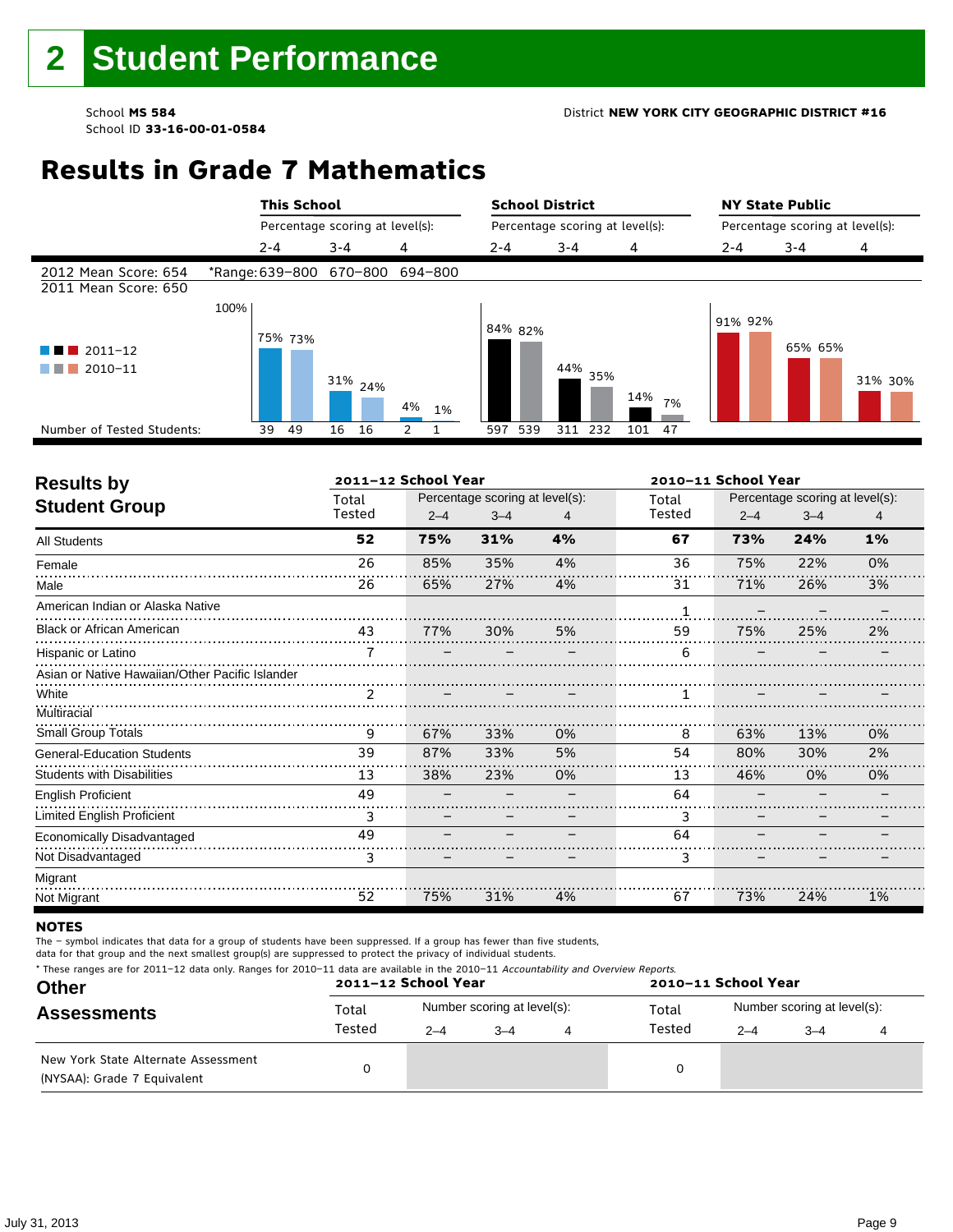# 2 Student Performance

School **MS 584**
School ID **33-16-00-01-0584**

District **NEW YORK CITY GEOGRAPHIC DISTRICT #16**

## Results in Grade 7 Mathematics

| | This School | | | School District | | | NY State Public | | |
|---|---|---|---|---|---|---|---|---|---|
| | Percentage scoring at level(s): | | | Percentage scoring at level(s): | | | Percentage scoring at level(s): | | |
| | 2-4 | 3-4 | 4 | 2-4 | 3-4 | 4 | 2-4 | 3-4 | 4 |
| 2012 Mean Score: 654 / 2011 Mean Score: 650 | *Range: 639–800 | 670–800 | 694–800 | | | | | | |
| 2011–12 | 75% | 31% | 4% | 84% | 44% | 14% | 91% | 65% | 31% |
| 2010–11 | 73% | 24% | 1% | 82% | 35% | 7% | 92% | 65% | 30% |
| Number of Tested Students (2011–12) | 39 | 16 | 2 | 597 | 311 | 101 | | | |
| Number of Tested Students (2010–11) | 49 | 16 | 1 | 539 | 232 | 47 | | | |

## Results by Student Group

| | 2011–12 School Year | | | | 2010–11 School Year | | | |
|---|---|---|---|---|---|---|---|---|
| | Total Tested | Percentage scoring at level(s): 2–4 | 3–4 | 4 | Total Tested | Percentage scoring at level(s): 2–4 | 3–4 | 4 |
| **All Students** | **52** | **75%** | **31%** | **4%** | **67** | **73%** | **24%** | **1%** |
| Female | 26 | 85% | 35% | 4% | 36 | 75% | 22% | 0% |
| Male | 26 | 65% | 27% | 4% | 31 | 71% | 26% | 3% |
| American Indian or Alaska Native | | | | | 1 | – | – | – |
| Black or African American | 43 | 77% | 30% | 5% | 59 | 75% | 25% | 2% |
| Hispanic or Latino | 7 | – | – | – | 6 | – | – | – |
| Asian or Native Hawaiian/Other Pacific Islander | | | | | | | | |
| White | 2 | – | – | – | 1 | – | – | – |
| Multiracial | | | | | | | | |
| Small Group Totals | 9 | 67% | 33% | 0% | 8 | 63% | 13% | 0% |
| General-Education Students | 39 | 87% | 33% | 5% | 54 | 80% | 30% | 2% |
| Students with Disabilities | 13 | 38% | 23% | 0% | 13 | 46% | 0% | 0% |
| English Proficient | 49 | – | – | – | 64 | – | – | – |
| Limited English Proficient | 3 | – | – | – | 3 | – | – | – |
| Economically Disadvantaged | 49 | – | – | – | 64 | – | – | – |
| Not Disadvantaged | 3 | – | – | – | 3 | – | – | – |
| Migrant | | | | | | | | |
| Not Migrant | 52 | 75% | 31% | 4% | 67 | 73% | 24% | 1% |

**NOTES**

The – symbol indicates that data for a group of students have been suppressed. If a group has fewer than five students, data for that group and the next smallest group(s) are suppressed to protect the privacy of individual students.

* These ranges are for 2011–12 data only. Ranges for 2010–11 data are available in the 2010–11 *Accountability and Overview Reports*.

## Other Assessments

| | 2011–12 School Year | | | | 2010–11 School Year | | | |
|---|---|---|---|---|---|---|---|---|
| | Total Tested | Number scoring at level(s): 2–4 | 3–4 | 4 | Total Tested | Number scoring at level(s): 2–4 | 3–4 | 4 |
| New York State Alternate Assessment (NYSAA): Grade 7 Equivalent | 0 | | | | 0 | | | |

July 31, 2013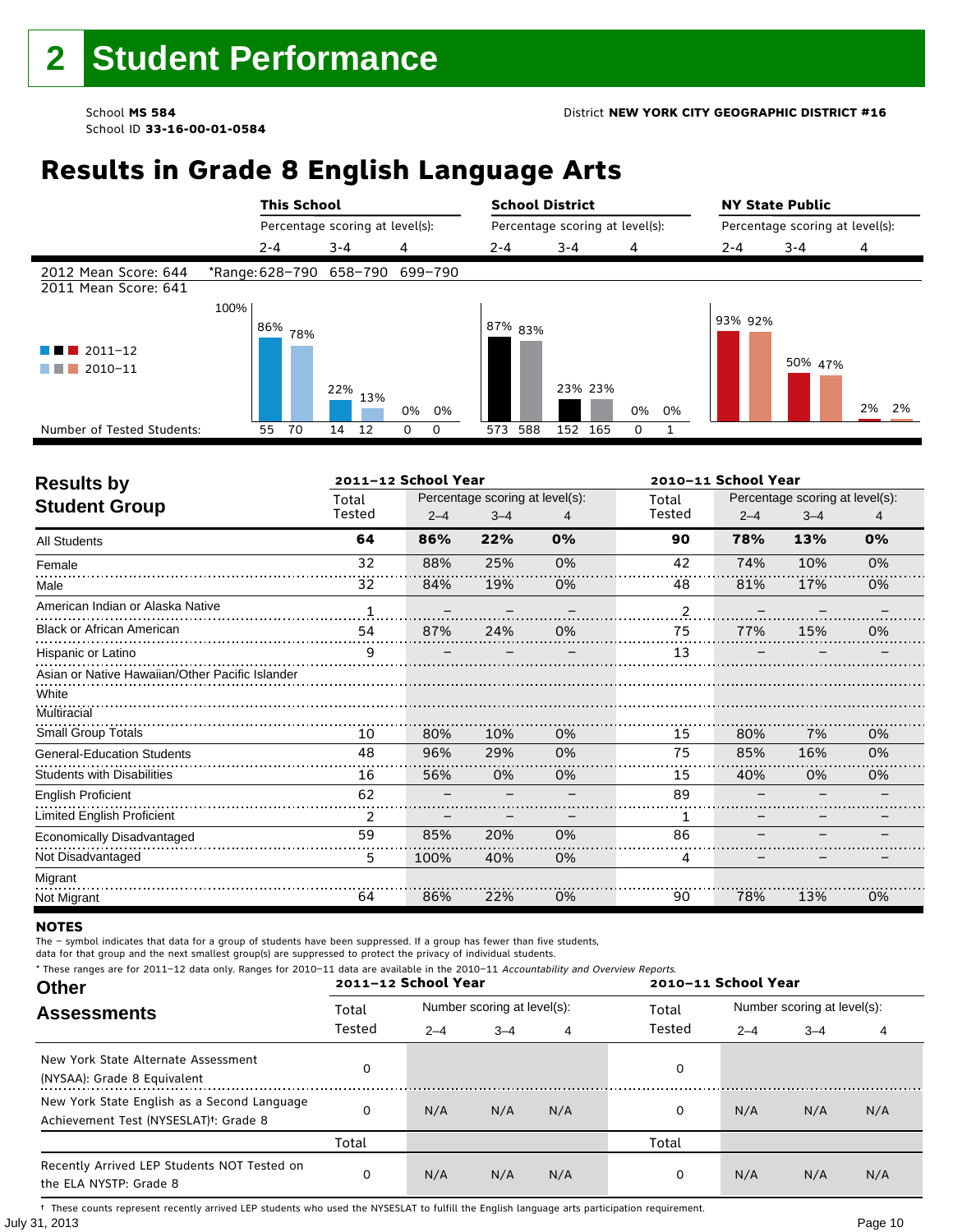# 2 Student Performance

School **MS 584**
School ID **33-16-00-01-0584**

District **NEW YORK CITY GEOGRAPHIC DISTRICT #16**

## Results in Grade 8 English Language Arts

| | This School | | | School District | | | NY State Public | | |
|---|---|---|---|---|---|---|---|---|---|
| | Percentage scoring at level(s): | | | Percentage scoring at level(s): | | | Percentage scoring at level(s): | | |
| | 2-4 | 3-4 | 4 | 2-4 | 3-4 | 4 | 2-4 | 3-4 | 4 |
| 2012 Mean Score: 644 | *Range: 628–790 | 658–790 | 699–790 | | | | | | |
| 2011 Mean Score: 641 | | | | | | | | | |
| 2011–12 | 86% | 22% | 0% | 87% | 23% | 0% | 93% | 50% | 2% |
| 2010–11 | 78% | 13% | 0% | 83% | 23% | 0% | 92% | 47% | 2% |
| Number of Tested Students: 2011–12 | 55 | 14 | 0 | 573 | 152 | 0 | | | |
| Number of Tested Students: 2010–11 | 70 | 12 | 0 | 588 | 165 | 1 | | | |

## Results by Student Group

| | 2011–12 School Year | | | | 2010–11 School Year | | | |
|---|---|---|---|---|---|---|---|---|
| | Total Tested | Percentage scoring at level(s): | | | Total Tested | Percentage scoring at level(s): | | |
| | | 2–4 | 3–4 | 4 | | 2–4 | 3–4 | 4 |
| All Students | **64** | **86%** | **22%** | **0%** | **90** | **78%** | **13%** | **0%** |
| Female | 32 | 88% | 25% | 0% | 42 | 74% | 10% | 0% |
| Male | 32 | 84% | 19% | 0% | 48 | 81% | 17% | 0% |
| American Indian or Alaska Native | 1 | – | – | – | 2 | – | – | – |
| Black or African American | 54 | 87% | 24% | 0% | 75 | 77% | 15% | 0% |
| Hispanic or Latino | 9 | – | – | – | 13 | – | – | – |
| Asian or Native Hawaiian/Other Pacific Islander | | | | | | | | |
| White | | | | | | | | |
| Multiracial | | | | | | | | |
| Small Group Totals | 10 | 80% | 10% | 0% | 15 | 80% | 7% | 0% |
| General-Education Students | 48 | 96% | 29% | 0% | 75 | 85% | 16% | 0% |
| Students with Disabilities | 16 | 56% | 0% | 0% | 15 | 40% | 0% | 0% |
| English Proficient | 62 | – | – | – | 89 | – | – | – |
| Limited English Proficient | 2 | – | – | – | 1 | – | – | – |
| Economically Disadvantaged | 59 | 85% | 20% | 0% | 86 | – | – | – |
| Not Disadvantaged | 5 | 100% | 40% | 0% | 4 | – | – | – |
| Migrant | | | | | | | | |
| Not Migrant | 64 | 86% | 22% | 0% | 90 | 78% | 13% | 0% |

**NOTES**

The – symbol indicates that data for a group of students have been suppressed. If a group has fewer than five students, data for that group and the next smallest group(s) are suppressed to protect the privacy of individual students.

\* These ranges are for 2011–12 data only. Ranges for 2010–11 data are available in the 2010–11 *Accountability and Overview Reports*.

## Other Assessments

| | 2011–12 School Year | | | | 2010–11 School Year | | | |
|---|---|---|---|---|---|---|---|---|
| | Total Tested | Number scoring at level(s): | | | Total Tested | Number scoring at level(s): | | |
| | | 2–4 | 3–4 | 4 | | 2–4 | 3–4 | 4 |
| New York State Alternate Assessment (NYSAA): Grade 8 Equivalent | 0 | | | | 0 | | | |
| New York State English as a Second Language Achievement Test (NYSESLAT)†: Grade 8 | 0 | N/A | N/A | N/A | 0 | N/A | N/A | N/A |
| | Total | | | | Total | | | |
| Recently Arrived LEP Students NOT Tested on the ELA NYSTP: Grade 8 | 0 | N/A | N/A | N/A | 0 | N/A | N/A | N/A |

† These counts represent recently arrived LEP students who used the NYSESLAT to fulfill the English language arts participation requirement.

July 31, 2013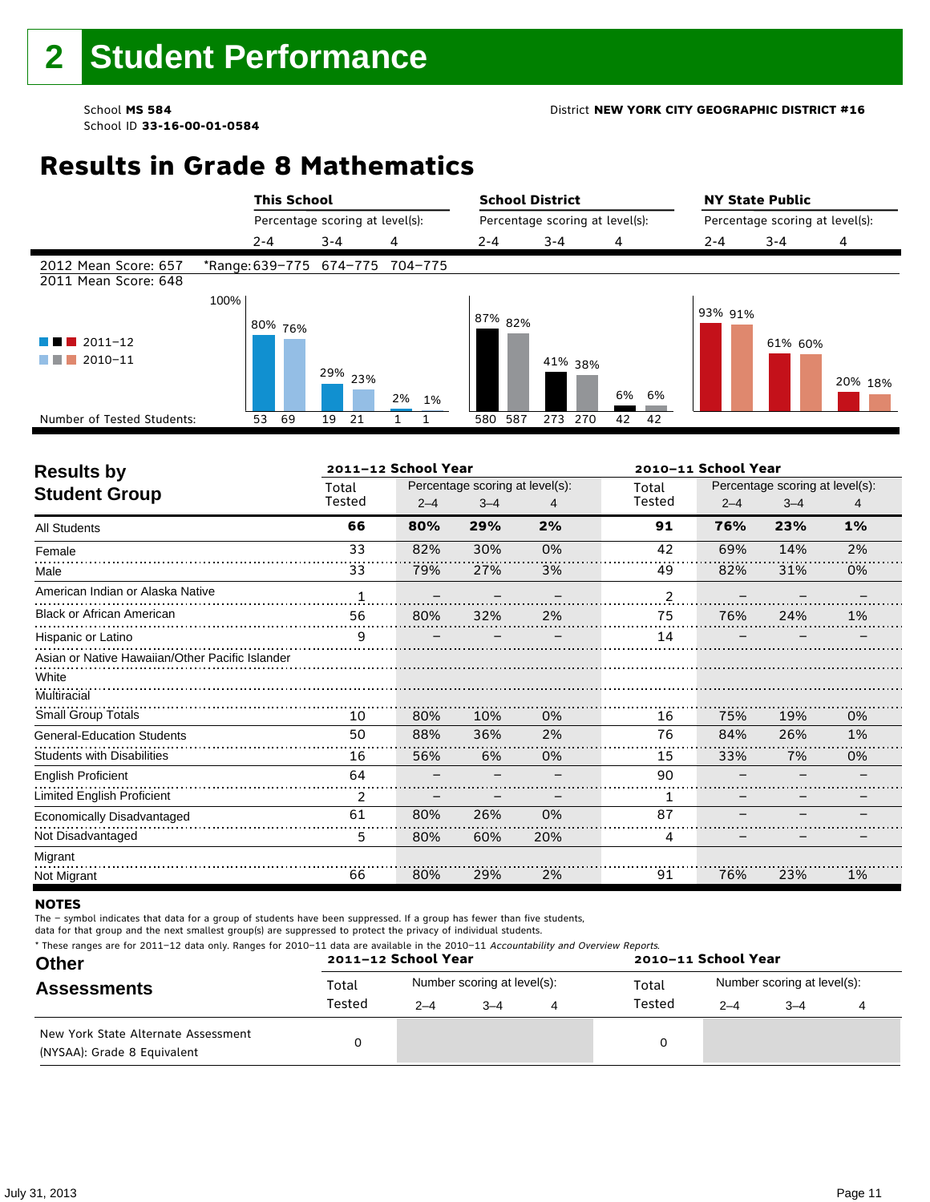# 2 Student Performance

School **MS 584**
School ID **33-16-00-01-0584**

District **NEW YORK CITY GEOGRAPHIC DISTRICT #16**

## Results in Grade 8 Mathematics

| | This School | | | School District | | | NY State Public | | |
|---|---|---|---|---|---|---|---|---|---|
| | Percentage scoring at level(s): | | | Percentage scoring at level(s): | | | Percentage scoring at level(s): | | |
| | 2-4 | 3-4 | 4 | 2-4 | 3-4 | 4 | 2-4 | 3-4 | 4 |
| 2012 Mean Score: 657 | *Range: 639–775 | 674–775 | 704–775 | | | | | | |
| 2011 Mean Score: 648 | | | | | | | | | |
| 2011–12 | 80% | 29% | 2% | 87% | 41% | 6% | 93% | 61% | 20% |
| 2010–11 | 76% | 23% | 1% | 82% | 38% | 6% | 91% | 60% | 18% |
| Number of Tested Students: 2011–12 | 53 | 19 | 1 | 580 | 273 | 42 | | | |
| Number of Tested Students: 2010–11 | 69 | 21 | 1 | 587 | 270 | 42 | | | |

## Results by Student Group

| | 2011–12 School Year | | | | 2010–11 School Year | | | |
|---|---|---|---|---|---|---|---|---|
| | Total Tested | Percentage scoring at level(s): 2–4 | 3–4 | 4 | Total Tested | Percentage scoring at level(s): 2–4 | 3–4 | 4 |
| **All Students** | **66** | **80%** | **29%** | **2%** | **91** | **76%** | **23%** | **1%** |
| Female | 33 | 82% | 30% | 0% | 42 | 69% | 14% | 2% |
| Male | 33 | 79% | 27% | 3% | 49 | 82% | 31% | 0% |
| American Indian or Alaska Native | 1 | – | – | – | 2 | – | – | – |
| Black or African American | 56 | 80% | 32% | 2% | 75 | 76% | 24% | 1% |
| Hispanic or Latino | 9 | – | – | – | 14 | – | – | – |
| Asian or Native Hawaiian/Other Pacific Islander | | | | | | | | |
| White | | | | | | | | |
| Multiracial | | | | | | | | |
| Small Group Totals | 10 | 80% | 10% | 0% | 16 | 75% | 19% | 0% |
| General-Education Students | 50 | 88% | 36% | 2% | 76 | 84% | 26% | 1% |
| Students with Disabilities | 16 | 56% | 6% | 0% | 15 | 33% | 7% | 0% |
| English Proficient | 64 | – | – | – | 90 | – | – | – |
| Limited English Proficient | 2 | – | – | – | 1 | – | – | – |
| Economically Disadvantaged | 61 | 80% | 26% | 0% | 87 | – | – | – |
| Not Disadvantaged | 5 | 80% | 60% | 20% | 4 | – | – | – |
| Migrant | | | | | | | | |
| Not Migrant | 66 | 80% | 29% | 2% | 91 | 76% | 23% | 1% |

### NOTES

The – symbol indicates that data for a group of students have been suppressed. If a group has fewer than five students, data for that group and the next smallest group(s) are suppressed to protect the privacy of individual students.

* These ranges are for 2011–12 data only. Ranges for 2010–11 data are available in the 2010–11 *Accountability and Overview Reports.*

## Other Assessments

| | 2011–12 School Year | | | | 2010–11 School Year | | | |
|---|---|---|---|---|---|---|---|---|
| | Total Tested | Number scoring at level(s): 2–4 | 3–4 | 4 | Total Tested | Number scoring at level(s): 2–4 | 3–4 | 4 |
| New York State Alternate Assessment (NYSAA): Grade 8 Equivalent | 0 | | | | 0 | | | |

July 31, 2013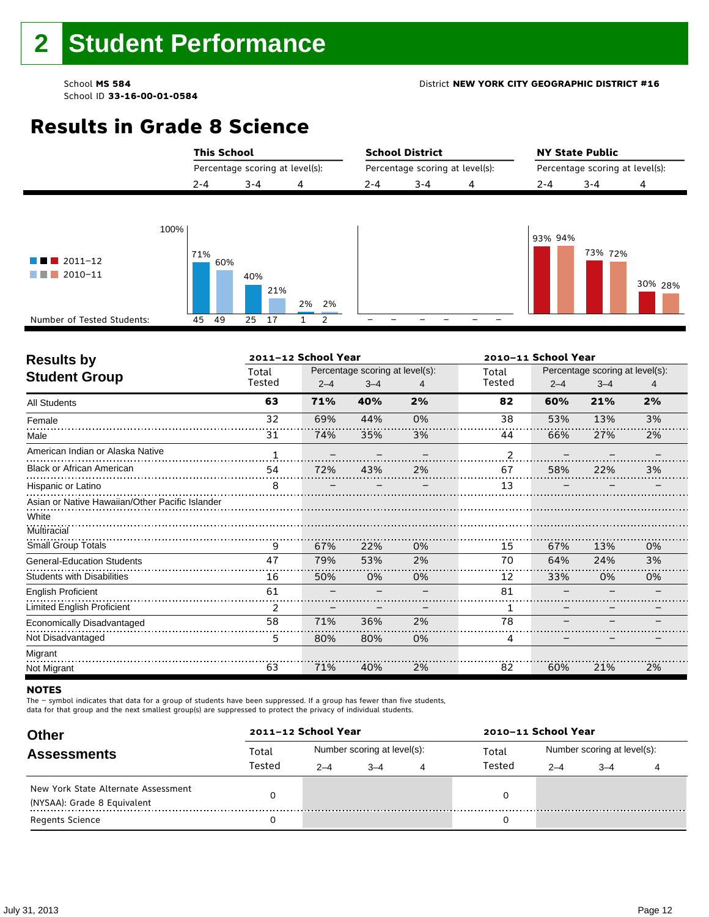# 2 Student Performance

School **MS 584**
School ID **33-16-00-01-0584**

District **NEW YORK CITY GEOGRAPHIC DISTRICT #16**

## Results in Grade 8 Science

| | This School | | | School District | | | NY State Public | | |
|---|---|---|---|---|---|---|---|---|---|
| | Percentage scoring at level(s): | | | Percentage scoring at level(s): | | | Percentage scoring at level(s): | | |
| | 2-4 | 3-4 | 4 | 2-4 | 3-4 | 4 | 2-4 | 3-4 | 4 |
| 2011–12 | 71% | 40% | 2% | | | | 93% | 73% | 30% |
| 2010–11 | 60% | 21% | 2% | | | | 94% | 72% | 28% |
| Number of Tested Students: 2011–12 | 45 | 25 | 1 | – | – | – | | | |
| Number of Tested Students: 2010–11 | 49 | 17 | 2 | – | – | – | | | |

## Results by Student Group

| Student Group | 2011–12 Total Tested | 2011–12 2–4 | 2011–12 3–4 | 2011–12 4 | 2010–11 Total Tested | 2010–11 2–4 | 2010–11 3–4 | 2010–11 4 |
|---|---|---|---|---|---|---|---|---|
| **All Students** | **63** | **71%** | **40%** | **2%** | **82** | **60%** | **21%** | **2%** |
| Female | 32 | 69% | 44% | 0% | 38 | 53% | 13% | 3% |
| Male | 31 | 74% | 35% | 3% | 44 | 66% | 27% | 2% |
| American Indian or Alaska Native | 1 | – | – | – | 2 | – | – | – |
| Black or African American | 54 | 72% | 43% | 2% | 67 | 58% | 22% | 3% |
| Hispanic or Latino | 8 | – | – | – | 13 | – | – | – |
| Asian or Native Hawaiian/Other Pacific Islander | | | | | | | | |
| White | | | | | | | | |
| Multiracial | | | | | | | | |
| Small Group Totals | 9 | 67% | 22% | 0% | 15 | 67% | 13% | 0% |
| General-Education Students | 47 | 79% | 53% | 2% | 70 | 64% | 24% | 3% |
| Students with Disabilities | 16 | 50% | 0% | 0% | 12 | 33% | 0% | 0% |
| English Proficient | 61 | – | – | – | 81 | – | – | – |
| Limited English Proficient | 2 | – | – | – | 1 | – | – | – |
| Economically Disadvantaged | 58 | 71% | 36% | 2% | 78 | – | – | – |
| Not Disadvantaged | 5 | 80% | 80% | 0% | 4 | – | – | – |
| Migrant | | | | | | | | |
| Not Migrant | 63 | 71% | 40% | 2% | 82 | 60% | 21% | 2% |

**NOTES**

The – symbol indicates that data for a group of students have been suppressed. If a group has fewer than five students, data for that group and the next smallest group(s) are suppressed to protect the privacy of individual students.

## Other Assessments

| Assessment | 2011–12 Total Tested | 2011–12 Number scoring 2–4 | 2011–12 3–4 | 2011–12 4 | 2010–11 Total Tested | 2010–11 Number scoring 2–4 | 2010–11 3–4 | 2010–11 4 |
|---|---|---|---|---|---|---|---|---|
| New York State Alternate Assessment (NYSAA): Grade 8 Equivalent | 0 | | | | 0 | | | |
| Regents Science | 0 | | | | 0 | | | |

July 31, 2013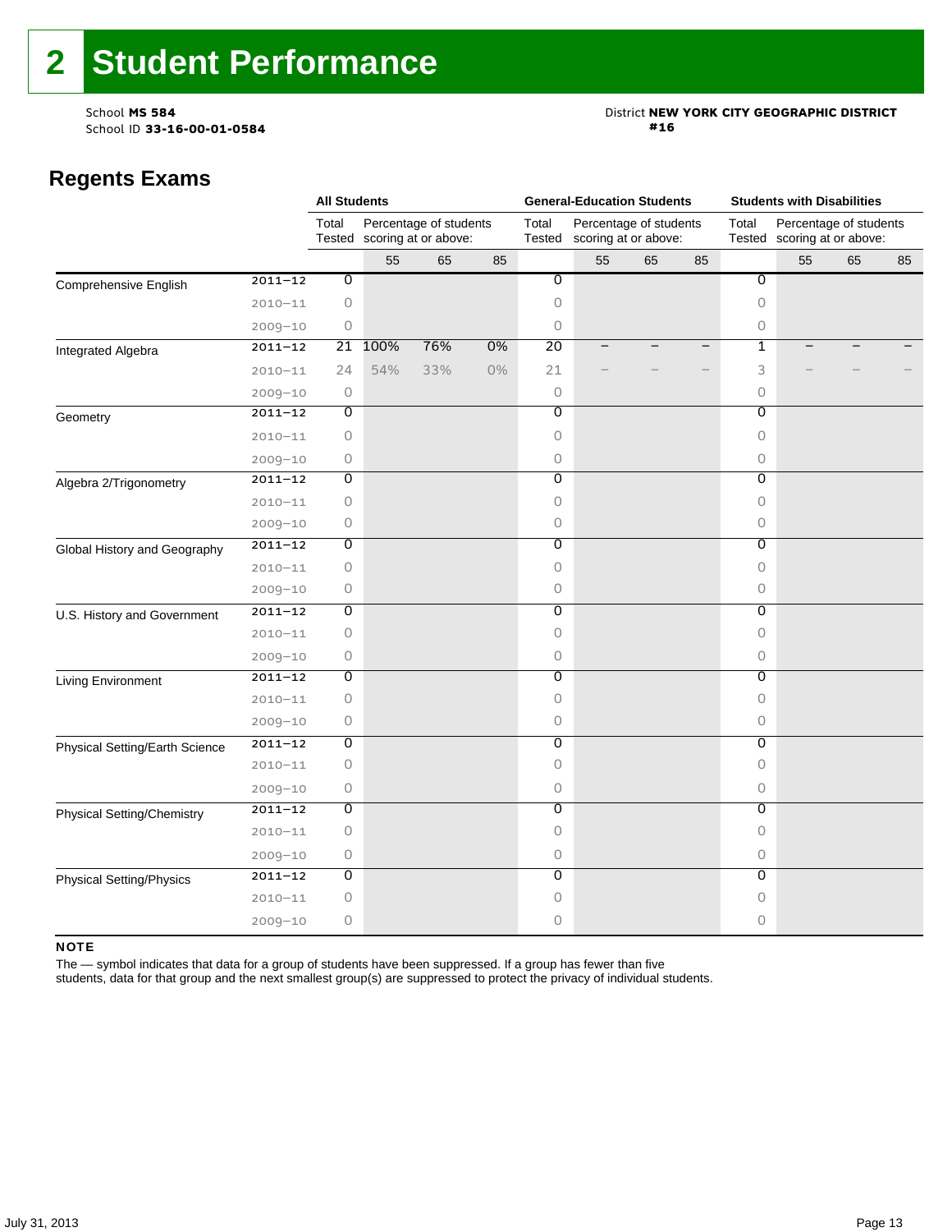# 2 Student Performance

School **MS 584**
School ID **33-16-00-01-0584**

District **NEW YORK CITY GEOGRAPHIC DISTRICT #16**

## Regents Exams

| | | All Students | | | | General-Education Students | | | | Students with Disabilities | | | |
|---|---|---|---|---|---|---|---|---|---|---|---|---|---|
| | | Total Tested | Percentage of students scoring at or above: | | | Total Tested | Percentage of students scoring at or above: | | | Total Tested | Percentage of students scoring at or above: | | |
| | | | 55 | 65 | 85 | | 55 | 65 | 85 | | 55 | 65 | 85 |
| Comprehensive English | 2011–12 | 0 | | | | 0 | | | | 0 | | | |
| | 2010–11 | 0 | | | | 0 | | | | 0 | | | |
| | 2009–10 | 0 | | | | 0 | | | | 0 | | | |
| Integrated Algebra | 2011–12 | 21 | 100% | 76% | 0% | 20 | – | – | – | 1 | – | – | – |
| | 2010–11 | 24 | 54% | 33% | 0% | 21 | – | – | – | 3 | – | – | – |
| | 2009–10 | 0 | | | | 0 | | | | 0 | | | |
| Geometry | 2011–12 | 0 | | | | 0 | | | | 0 | | | |
| | 2010–11 | 0 | | | | 0 | | | | 0 | | | |
| | 2009–10 | 0 | | | | 0 | | | | 0 | | | |
| Algebra 2/Trigonometry | 2011–12 | 0 | | | | 0 | | | | 0 | | | |
| | 2010–11 | 0 | | | | 0 | | | | 0 | | | |
| | 2009–10 | 0 | | | | 0 | | | | 0 | | | |
| Global History and Geography | 2011–12 | 0 | | | | 0 | | | | 0 | | | |
| | 2010–11 | 0 | | | | 0 | | | | 0 | | | |
| | 2009–10 | 0 | | | | 0 | | | | 0 | | | |
| U.S. History and Government | 2011–12 | 0 | | | | 0 | | | | 0 | | | |
| | 2010–11 | 0 | | | | 0 | | | | 0 | | | |
| | 2009–10 | 0 | | | | 0 | | | | 0 | | | |
| Living Environment | 2011–12 | 0 | | | | 0 | | | | 0 | | | |
| | 2010–11 | 0 | | | | 0 | | | | 0 | | | |
| | 2009–10 | 0 | | | | 0 | | | | 0 | | | |
| Physical Setting/Earth Science | 2011–12 | 0 | | | | 0 | | | | 0 | | | |
| | 2010–11 | 0 | | | | 0 | | | | 0 | | | |
| | 2009–10 | 0 | | | | 0 | | | | 0 | | | |
| Physical Setting/Chemistry | 2011–12 | 0 | | | | 0 | | | | 0 | | | |
| | 2010–11 | 0 | | | | 0 | | | | 0 | | | |
| | 2009–10 | 0 | | | | 0 | | | | 0 | | | |
| Physical Setting/Physics | 2011–12 | 0 | | | | 0 | | | | 0 | | | |
| | 2010–11 | 0 | | | | 0 | | | | 0 | | | |
| | 2009–10 | 0 | | | | 0 | | | | 0 | | | |

**NOTE**

The — symbol indicates that data for a group of students have been suppressed. If a group has fewer than five students, data for that group and the next smallest group(s) are suppressed to protect the privacy of individual students.

July 31, 2013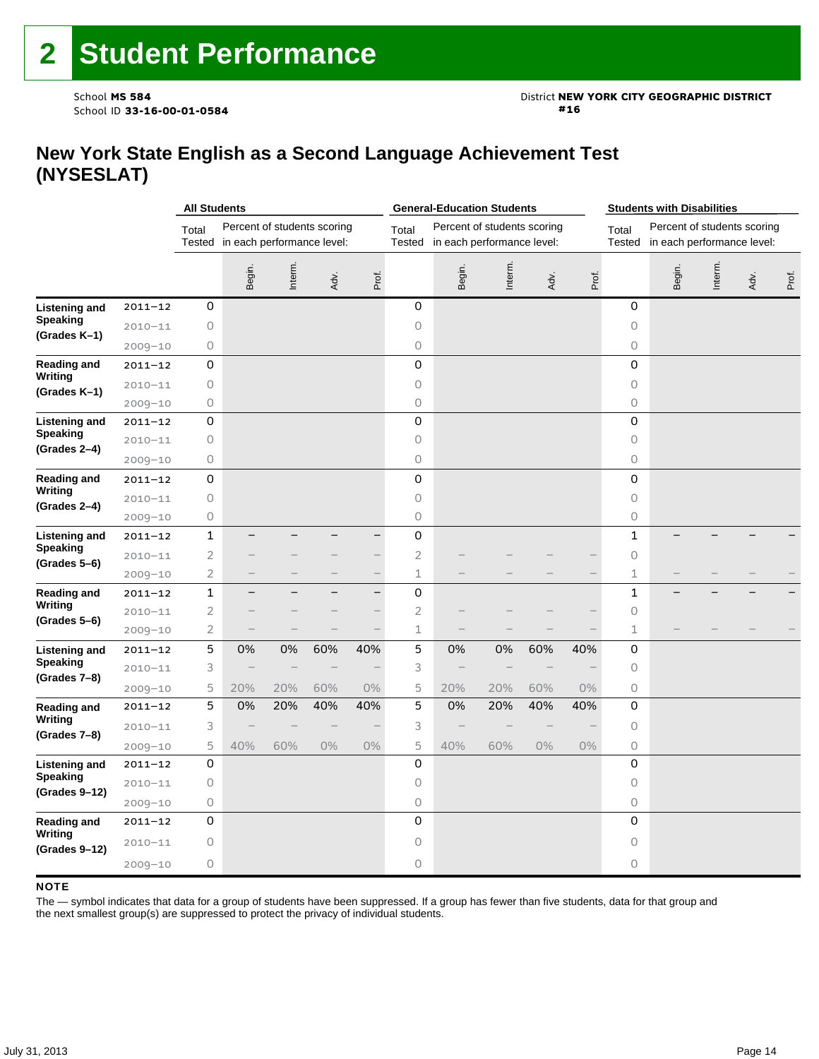# 2 Student Performance

School **MS 584**
School ID **33-16-00-01-0584**

District **NEW YORK CITY GEOGRAPHIC DISTRICT #16**

## New York State English as a Second Language Achievement Test (NYSESLAT)

| | | All Students | | | | | General-Education Students | | | | | Students with Disabilities | | | | |
|---|---|---|---|---|---|---|---|---|---|---|---|---|---|---|---|---|
| | | Total Tested | Percent of students scoring in each performance level: | | | | Total Tested | Percent of students scoring in each performance level: | | | | Total Tested | Percent of students scoring in each performance level: | | | |
| | | | Begin. | Interm. | Adv. | Prof. | | Begin. | Interm. | Adv. | Prof. | | Begin. | Interm. | Adv. | Prof. |
| **Listening and Speaking (Grades K–1)** | 2011–12 | 0 | | | | | 0 | | | | | 0 | | | | |
| | 2010–11 | 0 | | | | | 0 | | | | | 0 | | | | |
| | 2009–10 | 0 | | | | | 0 | | | | | 0 | | | | |
| **Reading and Writing (Grades K–1)** | 2011–12 | 0 | | | | | 0 | | | | | 0 | | | | |
| | 2010–11 | 0 | | | | | 0 | | | | | 0 | | | | |
| | 2009–10 | 0 | | | | | 0 | | | | | 0 | | | | |
| **Listening and Speaking (Grades 2–4)** | 2011–12 | 0 | | | | | 0 | | | | | 0 | | | | |
| | 2010–11 | 0 | | | | | 0 | | | | | 0 | | | | |
| | 2009–10 | 0 | | | | | 0 | | | | | 0 | | | | |
| **Reading and Writing (Grades 2–4)** | 2011–12 | 0 | | | | | 0 | | | | | 0 | | | | |
| | 2010–11 | 0 | | | | | 0 | | | | | 0 | | | | |
| | 2009–10 | 0 | | | | | 0 | | | | | 0 | | | | |
| **Listening and Speaking (Grades 5–6)** | 2011–12 | 1 | – | – | – | – | 0 | | | | | 1 | – | – | – | – |
| | 2010–11 | 2 | – | – | – | – | 2 | – | – | – | – | 0 | | | | |
| | 2009–10 | 2 | – | – | – | – | 1 | – | – | – | – | 1 | – | – | – | – |
| **Reading and Writing (Grades 5–6)** | 2011–12 | 1 | – | – | – | – | 0 | | | | | 1 | – | – | – | – |
| | 2010–11 | 2 | – | – | – | – | 2 | – | – | – | – | 0 | | | | |
| | 2009–10 | 2 | – | – | – | – | 1 | – | – | – | – | 1 | – | – | – | – |
| **Listening and Speaking (Grades 7–8)** | 2011–12 | 5 | 0% | 0% | 60% | 40% | 5 | 0% | 0% | 60% | 40% | 0 | | | | |
| | 2010–11 | 3 | – | – | – | – | 3 | – | – | – | – | 0 | | | | |
| | 2009–10 | 5 | 20% | 20% | 60% | 0% | 5 | 20% | 20% | 60% | 0% | 0 | | | | |
| **Reading and Writing (Grades 7–8)** | 2011–12 | 5 | 0% | 20% | 40% | 40% | 5 | 0% | 20% | 40% | 40% | 0 | | | | |
| | 2010–11 | 3 | – | – | – | – | 3 | – | – | – | – | 0 | | | | |
| | 2009–10 | 5 | 40% | 60% | 0% | 0% | 5 | 40% | 60% | 0% | 0% | 0 | | | | |
| **Listening and Speaking (Grades 9–12)** | 2011–12 | 0 | | | | | 0 | | | | | 0 | | | | |
| | 2010–11 | 0 | | | | | 0 | | | | | 0 | | | | |
| | 2009–10 | 0 | | | | | 0 | | | | | 0 | | | | |
| **Reading and Writing (Grades 9–12)** | 2011–12 | 0 | | | | | 0 | | | | | 0 | | | | |
| | 2010–11 | 0 | | | | | 0 | | | | | 0 | | | | |
| | 2009–10 | 0 | | | | | 0 | | | | | 0 | | | | |

**NOTE**

The — symbol indicates that data for a group of students have been suppressed. If a group has fewer than five students, data for that group and the next smallest group(s) are suppressed to protect the privacy of individual students.

July 31, 2013